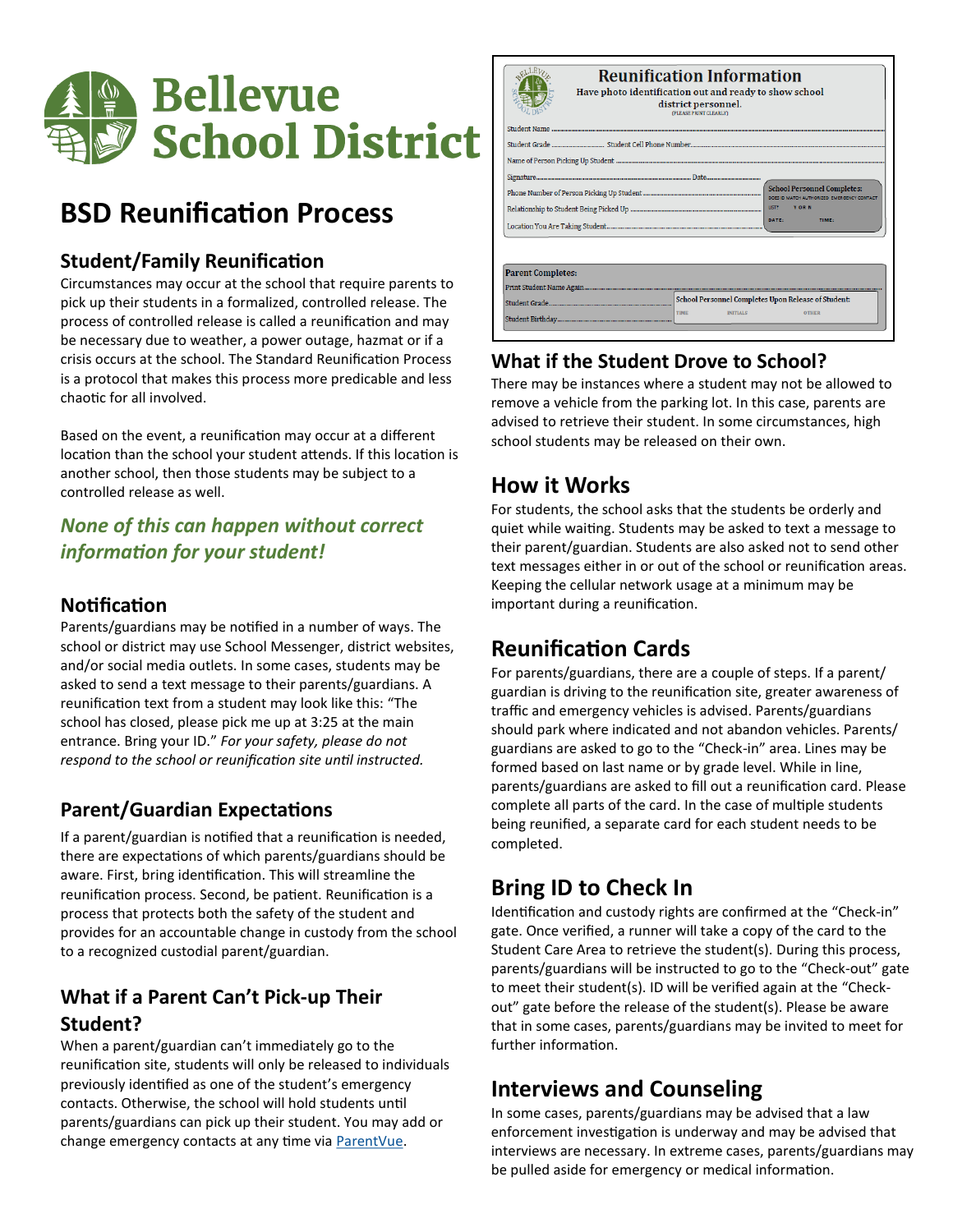# Bellevue School District

## BSD Reunification Process

### Student/Family Reunification

Circumstances may occur at the school that require parents to pick up their students in a formalized, controlled release. The process of controlled release is called a reunification and may be necessary due to weather, a power outage, hazmat or if a crisis occurs at the school. The Standard Reunification Process is a protocol that makes this process more predicable and less chaotic for all involved.

Based on the event, a reunification may occur at a different location than the school your student attends. If this location is another school, then those students may be subject to a controlled release as well.

*None of this can happen without correct information for your student!*

### Notification

Parents/guardians may be notified in a number of ways. The school or district may use School Messenger, district websites, and/or social media outlets. In some cases, students may be asked to send a text message to their parents/guardians. A reunification text from a student may look like this: "The school has closed, please pick me up at 3:25 at the main entrance. Bring your ID." *For your safety, please do not respond to the school or reunification site until instructed.*

### Parent/Guardian Expectations

If a parent/guardian is notified that a reunification is needed, there are expectations of which parents/guardians should be aware. First, bring identification. This will streamline the reunification process. Second, be patient. Reunification is a process that protects both the safety of the student and provides for an accountable change in custody from the school to a recognized custodial parent/guardian.

### What if a Parent Can't Pick-up Their Student?

When a parent/guardian can't immediately go to the reunification site, students will only be released to individuals previously identified as one of the student's emergency contacts. Otherwise, the school will hold students until parents/guardians can pick up their student. You may add or change emergency contacts at any time via ParentVue.

**Reunification Information**

Have photo identification out and ready to show school district personnel.
(PLEASE PRINT CLEARLY)

Student Name ........................................
Student Grade .................. Student Cell Phone Number ..................
Name of Person Picking Up Student ........................................
Signature .................................... Date ..................
Phone Number of Person Picking Up Student ..................
Relationship to Student Being Picked Up ..................
Location You Are Taking Student ..................

School Personnel Completes:
DOES ID MATCH AUTHORIZED EMERGENCY CONTACT
INIT: Y OR N
DATE: TIME:

Parent Completes:
Print Student Name Again ..................
Student Grade ..................
Student Birthday ..................

School Personnel Completes Upon Release of Student:
TIME INITIALS OTHER

### What if the Student Drove to School?

There may be instances where a student may not be allowed to remove a vehicle from the parking lot. In this case, parents are advised to retrieve their student. In some circumstances, high school students may be released on their own.

### How it Works

For students, the school asks that the students be orderly and quiet while waiting. Students may be asked to text a message to their parent/guardian. Students are also asked not to send other text messages either in or out of the school or reunification areas. Keeping the cellular network usage at a minimum may be important during a reunification.

### Reunification Cards

For parents/guardians, there are a couple of steps. If a parent/guardian is driving to the reunification site, greater awareness of traffic and emergency vehicles is advised. Parents/guardians should park where indicated and not abandon vehicles. Parents/guardians are asked to go to the "Check-in" area. Lines may be formed based on last name or by grade level. While in line, parents/guardians are asked to fill out a reunification card. Please complete all parts of the card. In the case of multiple students being reunified, a separate card for each student needs to be completed.

### Bring ID to Check In

Identification and custody rights are confirmed at the "Check-in" gate. Once verified, a runner will take a copy of the card to the Student Care Area to retrieve the student(s). During this process, parents/guardians will be instructed to go to the "Check-out" gate to meet their student(s). ID will be verified again at the "Check-out" gate before the release of the student(s). Please be aware that in some cases, parents/guardians may be invited to meet for further information.

### Interviews and Counseling

In some cases, parents/guardians may be advised that a law enforcement investigation is underway and may be advised that interviews are necessary. In extreme cases, parents/guardians may be pulled aside for emergency or medical information.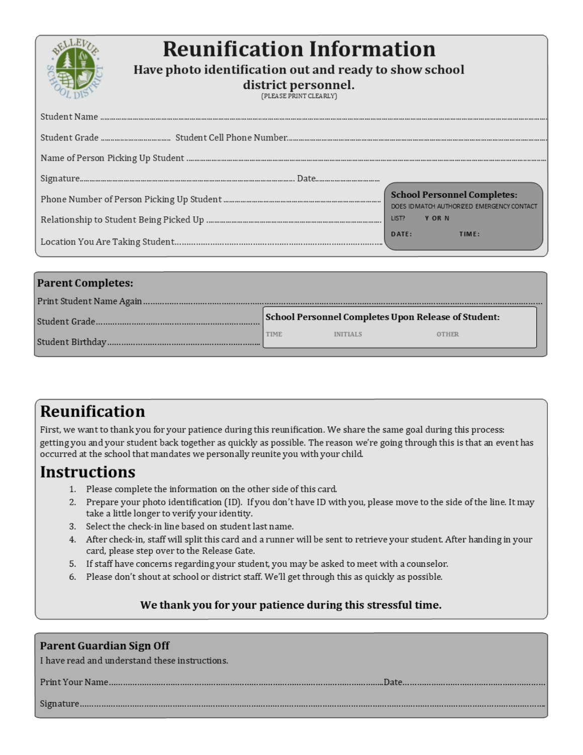# Reunification Information

## Have photo identification out and ready to show school district personnel.

(PLEASE PRINT CLEARLY)

Student Name ..................................................

Student Grade .................... Student Cell Phone Number..................................................

Name of Person Picking Up Student ..................................................

Signature.................................................. Date....................

Phone Number of Person Picking Up Student ..................................................

Relationship to Student Being Picked Up ..................................................

Location You Are Taking Student..................................................

**School Personnel Completes:**

DOES ID MATCH AUTHORIZED EMERGENCY CONTACT LIST? Y OR N

DATE: TIME:

---

**Parent Completes:**

Print Student Name Again ..................................................

Student Grade..................................................

Student Birthday..................................................

**School Personnel Completes Upon Release of Student:**

TIME INITIALS OTHER

---

## Reunification

First, we want to thank you for your patience during this reunification. We share the same goal during this process: getting you and your student back together as quickly as possible. The reason we're going through this is that an event has occurred at the school that mandates we personally reunite you with your child.

## Instructions

1. Please complete the information on the other side of this card.
2. Prepare your photo identification (ID). If you don't have ID with you, please move to the side of the line. It may take a little longer to verify your identity.
3. Select the check-in line based on student last name.
4. After check-in, staff will split this card and a runner will be sent to retrieve your student. After handing in your card, please step over to the Release Gate.
5. If staff have concerns regarding your student, you may be asked to meet with a counselor.
6. Please don't shout at school or district staff. We'll get through this as quickly as possible.

**We thank you for your patience during this stressful time.**

---

**Parent Guardian Sign Off**

I have read and understand these instructions.

Print Your Name.................................................. Date..................................................

Signature..................................................